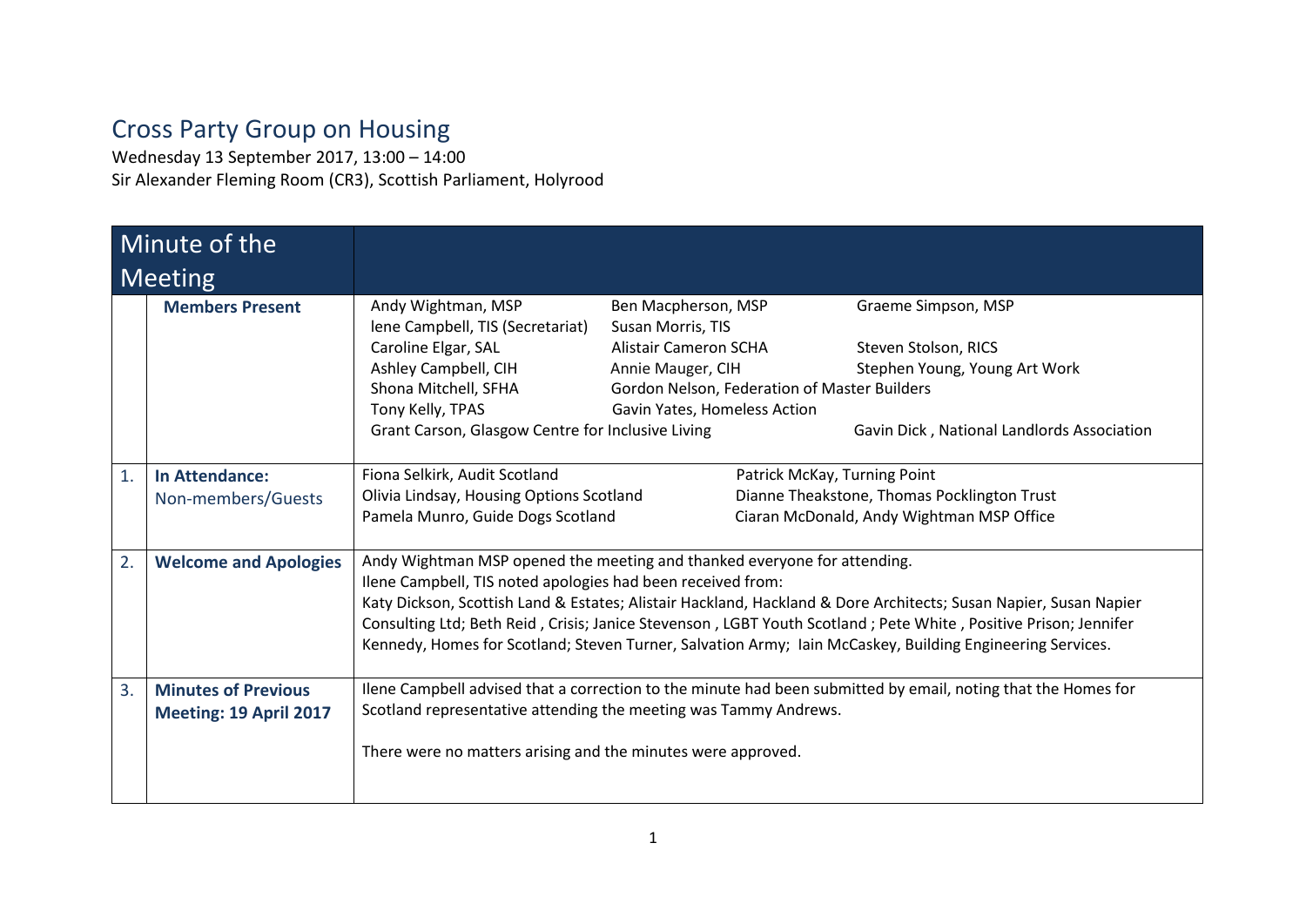# Cross Party Group on Housing

Wednesday 13 September 2017, 13:00 – 14:00
Sir Alexander Fleming Room (CR3), Scottish Parliament, Holyrood

| | Minute of the Meeting | |
|---|---|---|
| | **Members Present** | Andy Wightman, MSP; Ben Macpherson, MSP; Graeme Simpson, MSP; Iene Campbell, TIS (Secretariat); Susan Morris, TIS; Caroline Elgar, SAL; Alistair Cameron SCHA; Steven Stolson, RICS; Ashley Campbell, CIH; Annie Mauger, CIH; Stephen Young, Young Art Work; Shona Mitchell, SFHA; Gordon Nelson, Federation of Master Builders; Tony Kelly, TPAS; Gavin Yates, Homeless Action; Grant Carson, Glasgow Centre for Inclusive Living; Gavin Dick , National Landlords Association |
| 1. | **In Attendance:** Non-members/Guests | Fiona Selkirk, Audit Scotland; Patrick McKay, Turning Point; Olivia Lindsay, Housing Options Scotland; Dianne Theakstone, Thomas Pocklington Trust; Pamela Munro, Guide Dogs Scotland; Ciaran McDonald, Andy Wightman MSP Office |
| 2. | **Welcome and Apologies** | Andy Wightman MSP opened the meeting and thanked everyone for attending.<br>Ilene Campbell, TIS noted apologies had been received from:<br>Katy Dickson, Scottish Land & Estates; Alistair Hackland, Hackland & Dore Architects; Susan Napier, Susan Napier Consulting Ltd; Beth Reid , Crisis; Janice Stevenson , LGBT Youth Scotland ; Pete White , Positive Prison; Jennifer Kennedy, Homes for Scotland; Steven Turner, Salvation Army; Iain McCaskey, Building Engineering Services. |
| 3. | **Minutes of Previous Meeting: 19 April 2017** | Ilene Campbell advised that a correction to the minute had been submitted by email, noting that the Homes for Scotland representative attending the meeting was Tammy Andrews.<br><br>There were no matters arising and the minutes were approved. |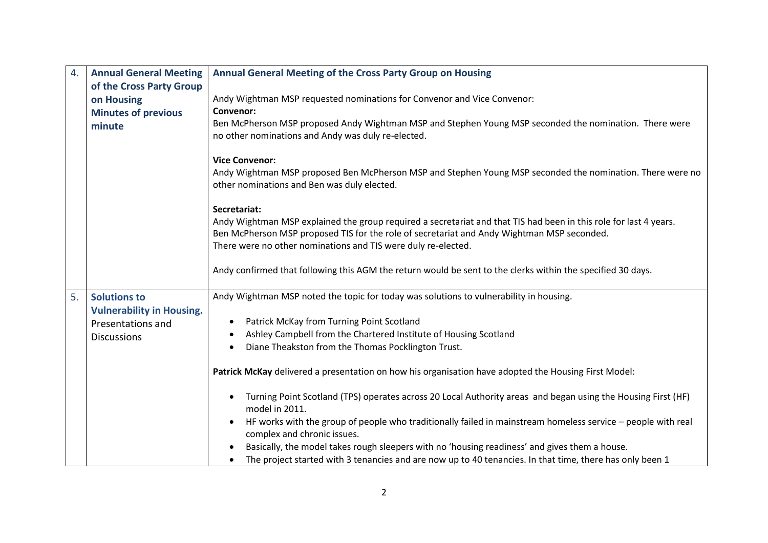| | | |
|---|---|---|
| 4. | **Annual General Meeting of the Cross Party Group on Housing**<br>**Minutes of previous minute** | **Annual General Meeting of the Cross Party Group on Housing**<br><br>Andy Wightman MSP requested nominations for Convenor and Vice Convenor:<br>**Convenor:**<br>Ben McPherson MSP proposed Andy Wightman MSP and Stephen Young MSP seconded the nomination. There were no other nominations and Andy was duly re-elected.<br><br>**Vice Convenor:**<br>Andy Wightman MSP proposed Ben McPherson MSP and Stephen Young MSP seconded the nomination. There were no other nominations and Ben was duly elected.<br><br>**Secretariat:**<br>Andy Wightman MSP explained the group required a secretariat and that TIS had been in this role for last 4 years.<br>Ben McPherson MSP proposed TIS for the role of secretariat and Andy Wightman MSP seconded.<br>There were no other nominations and TIS were duly re-elected.<br><br>Andy confirmed that following this AGM the return would be sent to the clerks within the specified 30 days. |
| 5. | **Solutions to Vulnerability in Housing.**<br>Presentations and Discussions | Andy Wightman MSP noted the topic for today was solutions to vulnerability in housing.<br><br>• Patrick McKay from Turning Point Scotland<br>• Ashley Campbell from the Chartered Institute of Housing Scotland<br>• Diane Theakston from the Thomas Pocklington Trust.<br><br>**Patrick McKay** delivered a presentation on how his organisation have adopted the Housing First Model:<br><br>• Turning Point Scotland (TPS) operates across 20 Local Authority areas and began using the Housing First (HF) model in 2011.<br>• HF works with the group of people who traditionally failed in mainstream homeless service – people with real complex and chronic issues.<br>• Basically, the model takes rough sleepers with no 'housing readiness' and gives them a house.<br>• The project started with 3 tenancies and are now up to 40 tenancies. In that time, there has only been 1 |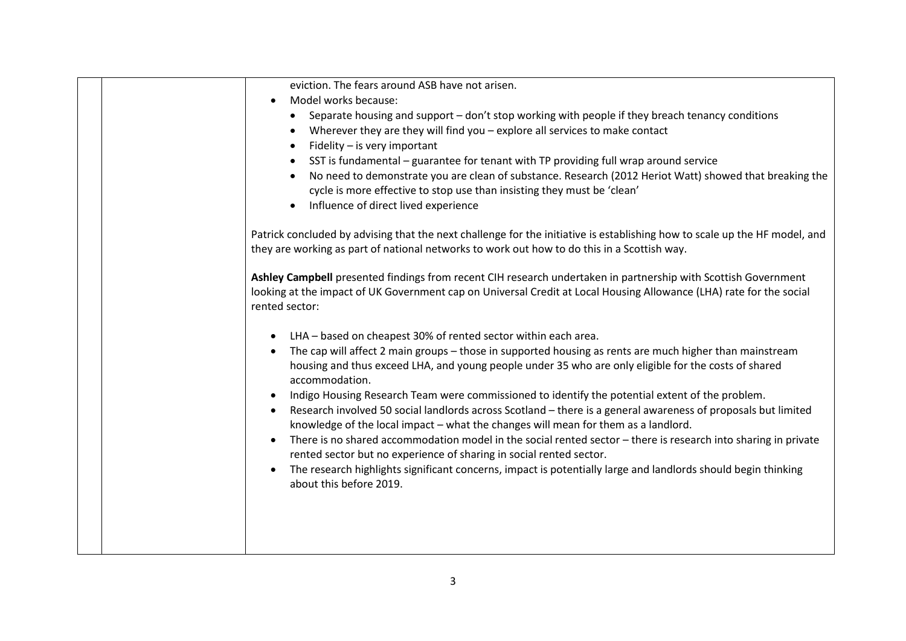eviction. The fears around ASB have not arisen.

- Model works because:
  - Separate housing and support – don't stop working with people if they breach tenancy conditions
  - Wherever they are they will find you – explore all services to make contact
  - Fidelity – is very important
  - SST is fundamental – guarantee for tenant with TP providing full wrap around service
  - No need to demonstrate you are clean of substance. Research (2012 Heriot Watt) showed that breaking the cycle is more effective to stop use than insisting they must be 'clean'
  - Influence of direct lived experience

Patrick concluded by advising that the next challenge for the initiative is establishing how to scale up the HF model, and they are working as part of national networks to work out how to do this in a Scottish way.

**Ashley Campbell** presented findings from recent CIH research undertaken in partnership with Scottish Government looking at the impact of UK Government cap on Universal Credit at Local Housing Allowance (LHA) rate for the social rented sector:

- LHA – based on cheapest 30% of rented sector within each area.
- The cap will affect 2 main groups – those in supported housing as rents are much higher than mainstream housing and thus exceed LHA, and young people under 35 who are only eligible for the costs of shared accommodation.
- Indigo Housing Research Team were commissioned to identify the potential extent of the problem.
- Research involved 50 social landlords across Scotland – there is a general awareness of proposals but limited knowledge of the local impact – what the changes will mean for them as a landlord.
- There is no shared accommodation model in the social rented sector – there is research into sharing in private rented sector but no experience of sharing in social rented sector.
- The research highlights significant concerns, impact is potentially large and landlords should begin thinking about this before 2019.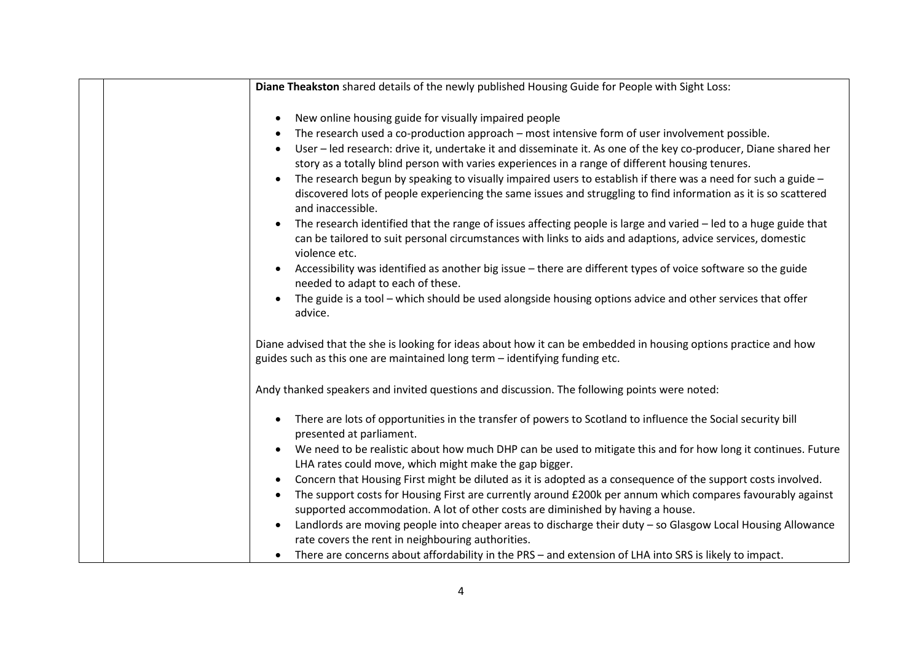**Diane Theakston** shared details of the newly published Housing Guide for People with Sight Loss:

- New online housing guide for visually impaired people
- The research used a co-production approach – most intensive form of user involvement possible.
- User – led research: drive it, undertake it and disseminate it. As one of the key co-producer, Diane shared her story as a totally blind person with varies experiences in a range of different housing tenures.
- The research begun by speaking to visually impaired users to establish if there was a need for such a guide – discovered lots of people experiencing the same issues and struggling to find information as it is so scattered and inaccessible.
- The research identified that the range of issues affecting people is large and varied – led to a huge guide that can be tailored to suit personal circumstances with links to aids and adaptions, advice services, domestic violence etc.
- Accessibility was identified as another big issue – there are different types of voice software so the guide needed to adapt to each of these.
- The guide is a tool – which should be used alongside housing options advice and other services that offer advice.

Diane advised that the she is looking for ideas about how it can be embedded in housing options practice and how guides such as this one are maintained long term – identifying funding etc.

Andy thanked speakers and invited questions and discussion. The following points were noted:

- There are lots of opportunities in the transfer of powers to Scotland to influence the Social security bill presented at parliament.
- We need to be realistic about how much DHP can be used to mitigate this and for how long it continues. Future LHA rates could move, which might make the gap bigger.
- Concern that Housing First might be diluted as it is adopted as a consequence of the support costs involved.
- The support costs for Housing First are currently around £200k per annum which compares favourably against supported accommodation. A lot of other costs are diminished by having a house.
- Landlords are moving people into cheaper areas to discharge their duty – so Glasgow Local Housing Allowance rate covers the rent in neighbouring authorities.
- There are concerns about affordability in the PRS – and extension of LHA into SRS is likely to impact.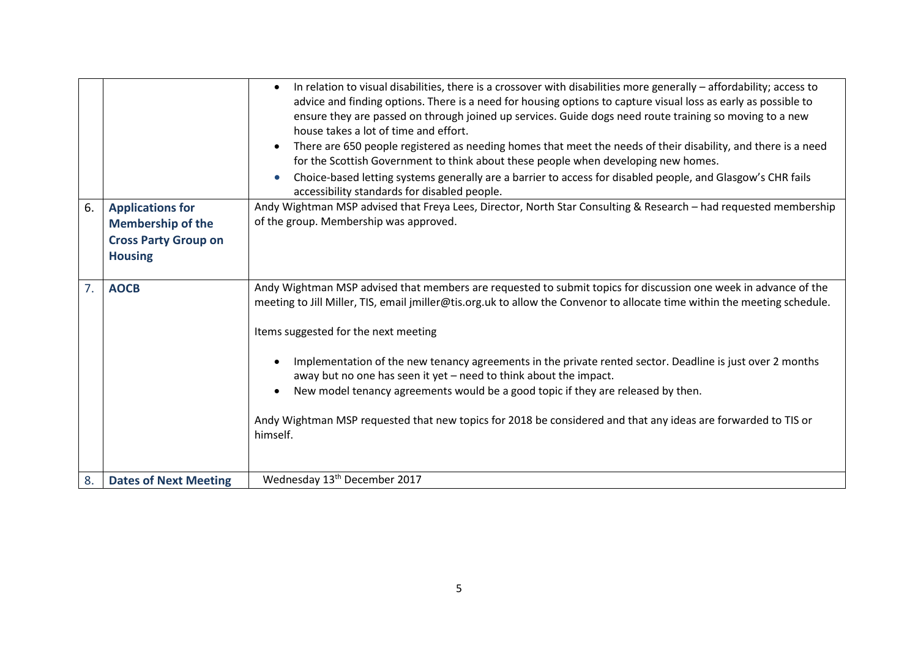| | | |
|---|---|---|
| | | • In relation to visual disabilities, there is a crossover with disabilities more generally – affordability; access to advice and finding options. There is a need for housing options to capture visual loss as early as possible to ensure they are passed on through joined up services. Guide dogs need route training so moving to a new house takes a lot of time and effort.<br>• There are 650 people registered as needing homes that meet the needs of their disability, and there is a need for the Scottish Government to think about these people when developing new homes.<br>• Choice-based letting systems generally are a barrier to access for disabled people, and Glasgow's CHR fails accessibility standards for disabled people. |
| 6. | **Applications for Membership of the Cross Party Group on Housing** | Andy Wightman MSP advised that Freya Lees, Director, North Star Consulting & Research – had requested membership of the group. Membership was approved. |
| 7. | **AOCB** | Andy Wightman MSP advised that members are requested to submit topics for discussion one week in advance of the meeting to Jill Miller, TIS, email jmiller@tis.org.uk to allow the Convenor to allocate time within the meeting schedule.<br><br>Items suggested for the next meeting<br><br>• Implementation of the new tenancy agreements in the private rented sector. Deadline is just over 2 months away but no one has seen it yet – need to think about the impact.<br>• New model tenancy agreements would be a good topic if they are released by then.<br><br>Andy Wightman MSP requested that new topics for 2018 be considered and that any ideas are forwarded to TIS or himself. |
| 8. | **Dates of Next Meeting** | Wednesday 13th December 2017 |